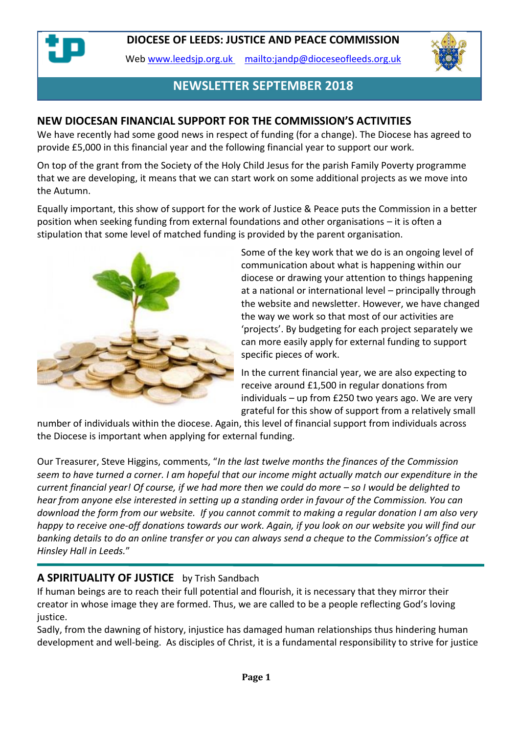# DIOCESE OF LEEDS: JUSTICE AND PEACE COMMISSION

Web [www.leedsjp.org.uk](http://www.leedsjp.org.uk) [mailto:jandp@dioceseofleeds.org.uk](mailto:jandp@dioceseofleeds.org.uk)

## NEWSLETTER SEPTEMBER 2018

## NEW DIOCESAN FINANCIAL SUPPORT FOR THE COMMISSION'S ACTIVITIES

We have recently had some good news in respect of funding (for a change). The Diocese has agreed to provide £5,000 in this financial year and the following financial year to support our work.

On top of the grant from the Society of the Holy Child Jesus for the parish Family Poverty programme that we are developing, it means that we can start work on some additional projects as we move into the Autumn.

Equally important, this show of support for the work of Justice & Peace puts the Commission in a better position when seeking funding from external foundations and other organisations – it is often a stipulation that some level of matched funding is provided by the parent organisation.

Some of the key work that we do is an ongoing level of communication about what is happening within our diocese or drawing your attention to things happening at a national or international level – principally through the website and newsletter. However, we have changed the way we work so that most of our activities are 'projects'. By budgeting for each project separately we can more easily apply for external funding to support specific pieces of work.

In the current financial year, we are also expecting to receive around £1,500 in regular donations from individuals – up from £250 two years ago. We are very grateful for this show of support from a relatively small number of individuals within the diocese. Again, this level of financial support from individuals across the Diocese is important when applying for external funding.

Our Treasurer, Steve Higgins, comments, "*In the last twelve months the finances of the Commission seem to have turned a corner. I am hopeful that our income might actually match our expenditure in the current financial year! Of course, if we had more then we could do more – so I would be delighted to hear from anyone else interested in setting up a standing order in favour of the Commission. You can download the form from our website. If you cannot commit to making a regular donation I am also very happy to receive one-off donations towards our work. Again, if you look on our website you will find our banking details to do an online transfer or you can always send a cheque to the Commission's office at Hinsley Hall in Leeds.*"

## A SPIRITUALITY OF JUSTICE by Trish Sandbach

If human beings are to reach their full potential and flourish, it is necessary that they mirror their creator in whose image they are formed. Thus, we are called to be a people reflecting God's loving justice.

Sadly, from the dawning of history, injustice has damaged human relationships thus hindering human development and well-being. As disciples of Christ, it is a fundamental responsibility to strive for justice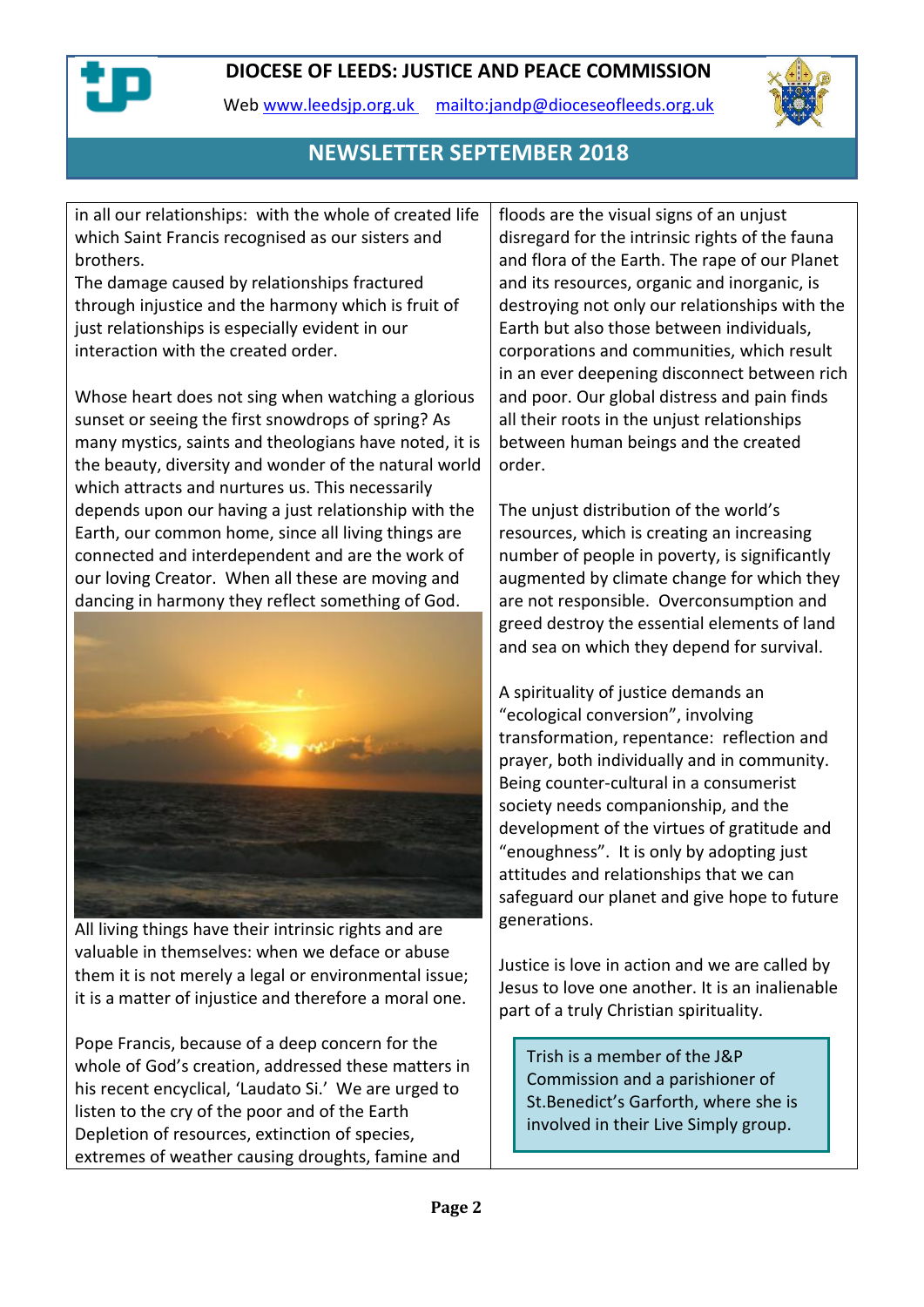in all our relationships: with the whole of created life which Saint Francis recognised as our sisters and brothers.
The damage caused by relationships fractured through injustice and the harmony which is fruit of just relationships is especially evident in our interaction with the created order.

Whose heart does not sing when watching a glorious sunset or seeing the first snowdrops of spring? As many mystics, saints and theologians have noted, it is the beauty, diversity and wonder of the natural world which attracts and nurtures us. This necessarily depends upon our having a just relationship with the Earth, our common home, since all living things are connected and interdependent and are the work of our loving Creator. When all these are moving and dancing in harmony they reflect something of God.

All living things have their intrinsic rights and are valuable in themselves: when we deface or abuse them it is not merely a legal or environmental issue; it is a matter of injustice and therefore a moral one.

Pope Francis, because of a deep concern for the whole of God's creation, addressed these matters in his recent encyclical, 'Laudato Si.' We are urged to listen to the cry of the poor and of the Earth Depletion of resources, extinction of species, extremes of weather causing droughts, famine and floods are the visual signs of an unjust disregard for the intrinsic rights of the fauna and flora of the Earth. The rape of our Planet and its resources, organic and inorganic, is destroying not only our relationships with the Earth but also those between individuals, corporations and communities, which result in an ever deepening disconnect between rich and poor. Our global distress and pain finds all their roots in the unjust relationships between human beings and the created order.

The unjust distribution of the world's resources, which is creating an increasing number of people in poverty, is significantly augmented by climate change for which they are not responsible. Overconsumption and greed destroy the essential elements of land and sea on which they depend for survival.

A spirituality of justice demands an "ecological conversion", involving transformation, repentance: reflection and prayer, both individually and in community. Being counter-cultural in a consumerist society needs companionship, and the development of the virtues of gratitude and "enoughness". It is only by adopting just attitudes and relationships that we can safeguard our planet and give hope to future generations.

Justice is love in action and we are called by Jesus to love one another. It is an inalienable part of a truly Christian spirituality.

Trish is a member of the J&P Commission and a parishioner of St.Benedict's Garforth, where she is involved in their Live Simply group.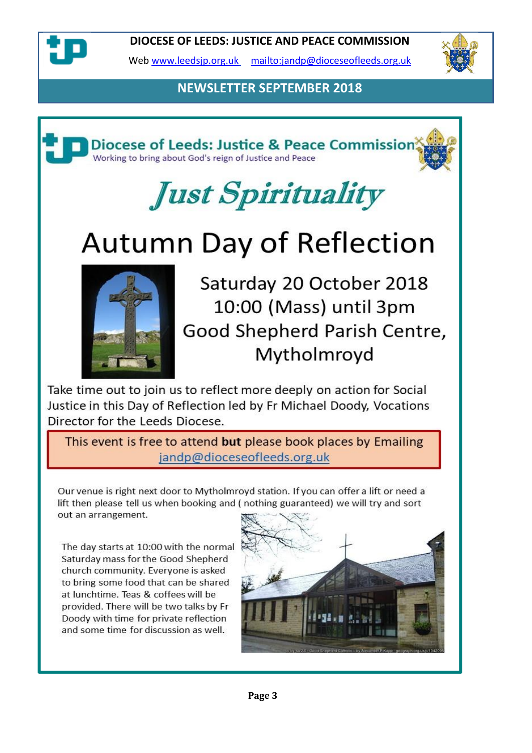DIOCESE OF LEEDS: JUSTICE AND PEACE COMMISSION

Web www.leedsjp.org.uk mailto:jandp@dioceseofleeds.org.uk

## NEWSLETTER SEPTEMBER 2018

**Diocese of Leeds: Justice & Peace Commission**
Working to bring about God's reign of Justice and Peace

# *Just Spirituality*

# Autumn Day of Reflection

Saturday 20 October 2018
10:00 (Mass) until 3pm
Good Shepherd Parish Centre, Mytholmroyd

Take time out to join us to reflect more deeply on action for Social Justice in this Day of Reflection led by Fr Michael Doody, Vocations Director for the Leeds Diocese.

This event is free to attend **but** please book places by Emailing jandp@dioceseofleeds.org.uk

Our venue is right next door to Mytholmroyd station. If you can offer a lift or need a lift then please tell us when booking and ( nothing guaranteed) we will try and sort out an arrangement.

The day starts at 10:00 with the normal Saturday mass for the Good Shepherd church community. Everyone is asked to bring some food that can be shared at lunchtime. Teas & coffees will be provided. There will be two talks by Fr Doody with time for private reflection and some time for discussion as well.

cc-by-sa/2.0 - Good Shepherd Catholic - by Alexander P Kapp - geograph.org.uk/p/1042095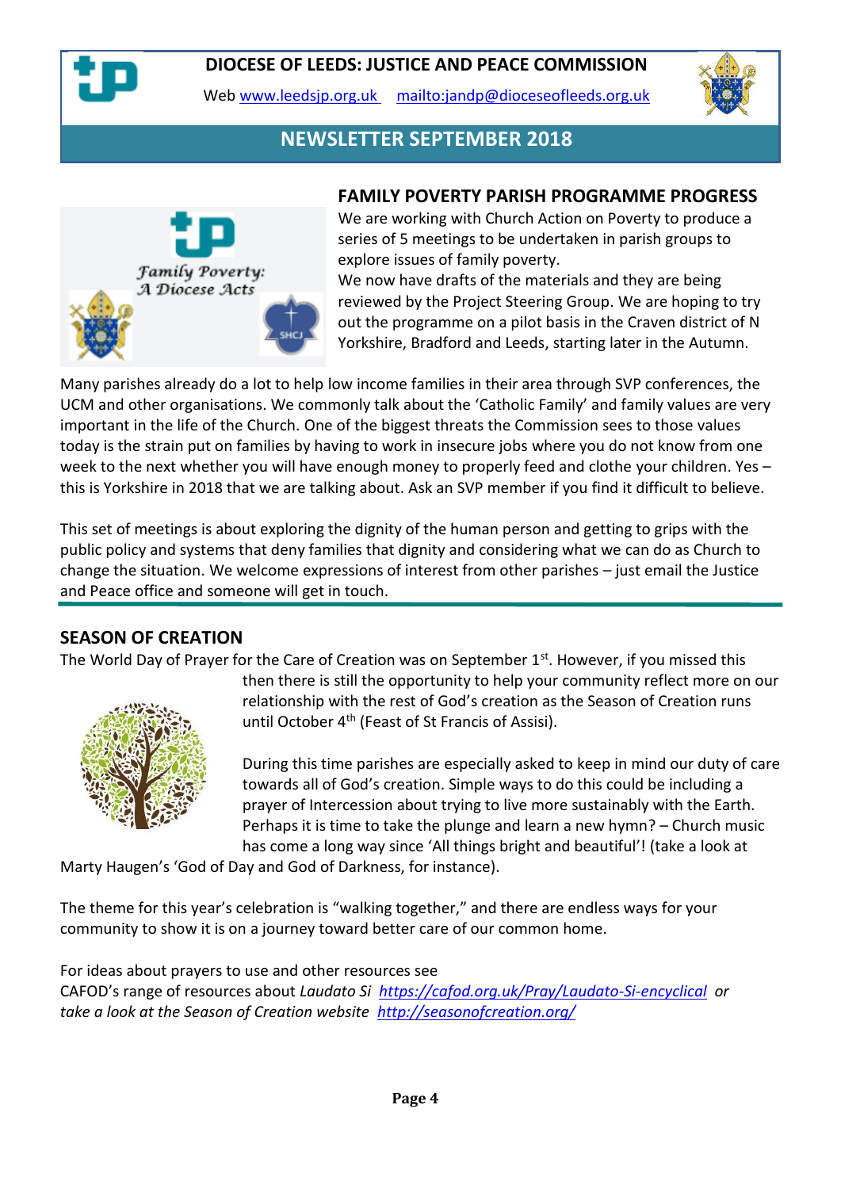# DIOCESE OF LEEDS: JUSTICE AND PEACE COMMISSION

Web [www.leedsjp.org.uk](http://www.leedsjp.org.uk) [mailto:jandp@dioceseofleeds.org.uk](mailto:jandp@dioceseofleeds.org.uk)

## NEWSLETTER SEPTEMBER 2018

## FAMILY POVERTY PARISH PROGRAMME PROGRESS

We are working with Church Action on Poverty to produce a series of 5 meetings to be undertaken in parish groups to explore issues of family poverty.

We now have drafts of the materials and they are being reviewed by the Project Steering Group. We are hoping to try out the programme on a pilot basis in the Craven district of N Yorkshire, Bradford and Leeds, starting later in the Autumn.

Many parishes already do a lot to help low income families in their area through SVP conferences, the UCM and other organisations. We commonly talk about the 'Catholic Family' and family values are very important in the life of the Church. One of the biggest threats the Commission sees to those values today is the strain put on families by having to work in insecure jobs where you do not know from one week to the next whether you will have enough money to properly feed and clothe your children. Yes – this is Yorkshire in 2018 that we are talking about. Ask an SVP member if you find it difficult to believe.

This set of meetings is about exploring the dignity of the human person and getting to grips with the public policy and systems that deny families that dignity and considering what we can do as Church to change the situation. We welcome expressions of interest from other parishes – just email the Justice and Peace office and someone will get in touch.

## SEASON OF CREATION

The World Day of Prayer for the Care of Creation was on September 1st. However, if you missed this then there is still the opportunity to help your community reflect more on our relationship with the rest of God's creation as the Season of Creation runs until October 4th (Feast of St Francis of Assisi).

During this time parishes are especially asked to keep in mind our duty of care towards all of God's creation. Simple ways to do this could be including a prayer of Intercession about trying to live more sustainably with the Earth. Perhaps it is time to take the plunge and learn a new hymn? – Church music has come a long way since 'All things bright and beautiful'! (take a look at Marty Haugen's 'God of Day and God of Darkness, for instance).

The theme for this year's celebration is "walking together," and there are endless ways for your community to show it is on a journey toward better care of our common home.

For ideas about prayers to use and other resources see
CAFOD's range of resources about *Laudato Si* [*https://cafod.org.uk/Pray/Laudato-Si-encyclical*](https://cafod.org.uk/Pray/Laudato-Si-encyclical) *or take a look at the Season of Creation website* [*http://seasonofcreation.org/*](http://seasonofcreation.org/)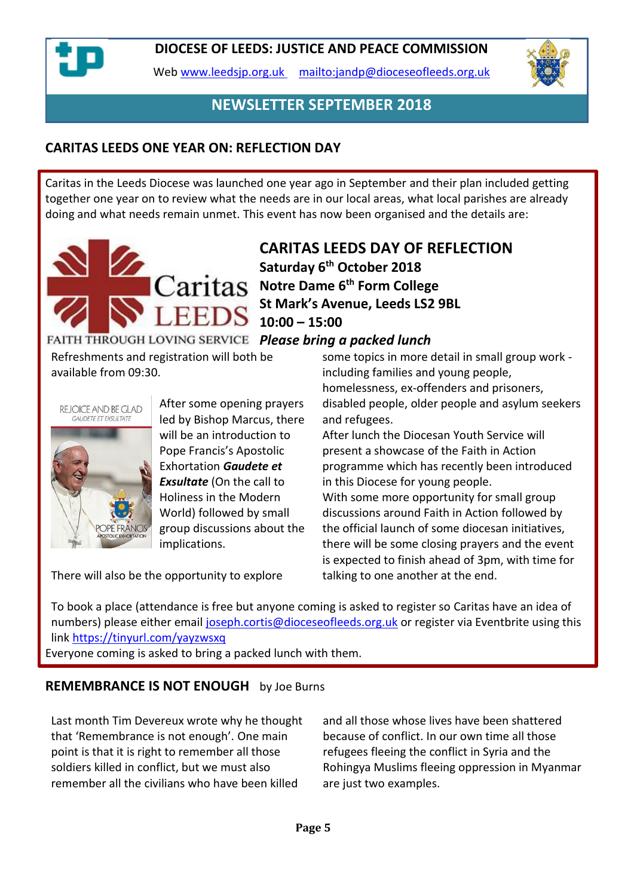# DIOCESE OF LEEDS: JUSTICE AND PEACE COMMISSION

Web [www.leedsjp.org.uk](http://www.leedsjp.org.uk) [mailto:jandp@dioceseofleeds.org.uk](mailto:jandp@dioceseofleeds.org.uk)

## NEWSLETTER SEPTEMBER 2018

## CARITAS LEEDS ONE YEAR ON: REFLECTION DAY

Caritas in the Leeds Diocese was launched one year ago in September and their plan included getting together one year on to review what the needs are in our local areas, what local parishes are already doing and what needs remain unmet. This event has now been organised and the details are:

### CARITAS LEEDS DAY OF REFLECTION

**Saturday 6th October 2018**
**Notre Dame 6th Form College**
**St Mark's Avenue, Leeds LS2 9BL**
**10:00 – 15:00**
***Please bring a packed lunch***

Refreshments and registration will both be available from 09:30.

After some opening prayers led by Bishop Marcus, there will be an introduction to Pope Francis's Apostolic Exhortation ***Gaudete et Exsultate*** (On the call to Holiness in the Modern World) followed by small group discussions about the implications.

There will also be the opportunity to explore some topics in more detail in small group work - including families and young people, homelessness, ex-offenders and prisoners, disabled people, older people and asylum seekers and refugees.

After lunch the Diocesan Youth Service will present a showcase of the Faith in Action programme which has recently been introduced in this Diocese for young people.

With some more opportunity for small group discussions around Faith in Action followed by the official launch of some diocesan initiatives, there will be some closing prayers and the event is expected to finish ahead of 3pm, with time for talking to one another at the end.

To book a place (attendance is free but anyone coming is asked to register so Caritas have an idea of numbers) please either email [joseph.cortis@dioceseofleeds.org.uk](mailto:joseph.cortis@dioceseofleeds.org.uk) or register via Eventbrite using this link [https://tinyurl.com/yayzwsxq](https://tinyurl.com/yayzwsxq)

Everyone coming is asked to bring a packed lunch with them.

## REMEMBRANCE IS NOT ENOUGH by Joe Burns

Last month Tim Devereux wrote why he thought that 'Remembrance is not enough'. One main point is that it is right to remember all those soldiers killed in conflict, but we must also remember all the civilians who have been killed and all those whose lives have been shattered because of conflict. In our own time all those refugees fleeing the conflict in Syria and the Rohingya Muslims fleeing oppression in Myanmar are just two examples.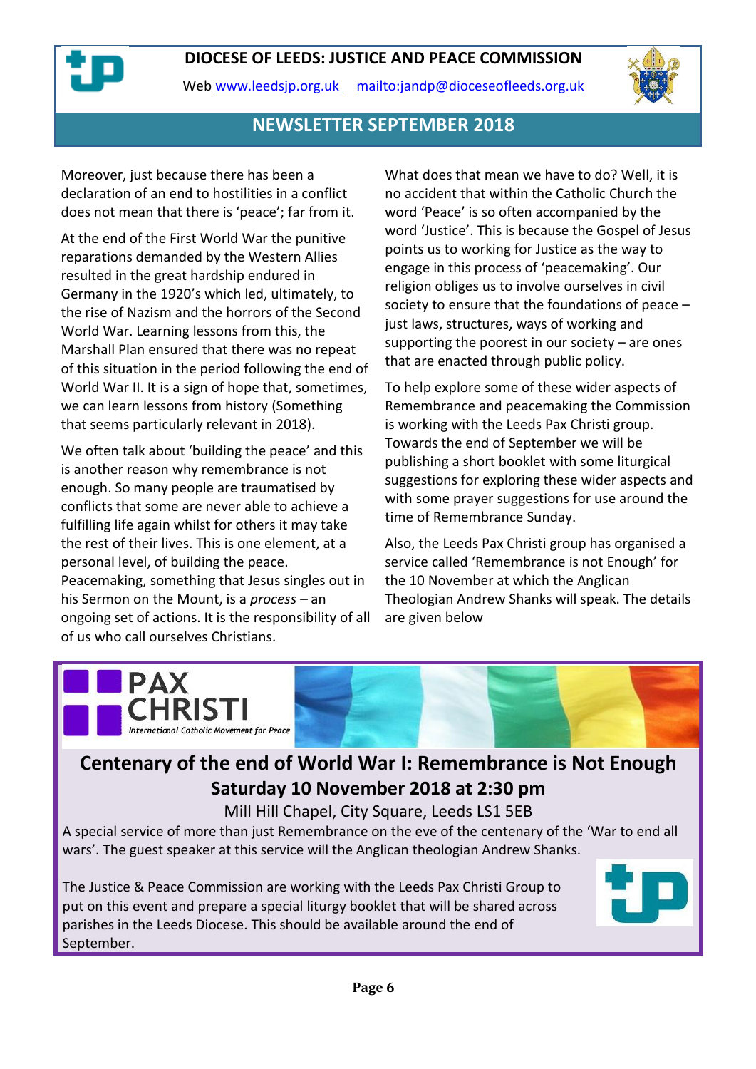# DIOCESE OF LEEDS: JUSTICE AND PEACE COMMISSION

Web www.leedsjp.org.uk  mailto:jandp@dioceseofleeds.org.uk

## NEWSLETTER SEPTEMBER 2018

Moreover, just because there has been a declaration of an end to hostilities in a conflict does not mean that there is 'peace'; far from it.

At the end of the First World War the punitive reparations demanded by the Western Allies resulted in the great hardship endured in Germany in the 1920's which led, ultimately, to the rise of Nazism and the horrors of the Second World War. Learning lessons from this, the Marshall Plan ensured that there was no repeat of this situation in the period following the end of World War II. It is a sign of hope that, sometimes, we can learn lessons from history (Something that seems particularly relevant in 2018).

We often talk about 'building the peace' and this is another reason why remembrance is not enough. So many people are traumatised by conflicts that some are never able to achieve a fulfilling life again whilst for others it may take the rest of their lives. This is one element, at a personal level, of building the peace. Peacemaking, something that Jesus singles out in his Sermon on the Mount, is a *process* – an ongoing set of actions. It is the responsibility of all of us who call ourselves Christians.

What does that mean we have to do? Well, it is no accident that within the Catholic Church the word 'Peace' is so often accompanied by the word 'Justice'. This is because the Gospel of Jesus points us to working for Justice as the way to engage in this process of 'peacemaking'. Our religion obliges us to involve ourselves in civil society to ensure that the foundations of peace – just laws, structures, ways of working and supporting the poorest in our society – are ones that are enacted through public policy.

To help explore some of these wider aspects of Remembrance and peacemaking the Commission is working with the Leeds Pax Christi group. Towards the end of September we will be publishing a short booklet with some liturgical suggestions for exploring these wider aspects and with some prayer suggestions for use around the time of Remembrance Sunday.

Also, the Leeds Pax Christi group has organised a service called 'Remembrance is not Enough' for the 10 November at which the Anglican Theologian Andrew Shanks will speak. The details are given below

PAX CHRISTI
*International Catholic Movement for Peace*

## Centenary of the end of World War I: Remembrance is Not Enough

### Saturday 10 November 2018 at 2:30 pm

Mill Hill Chapel, City Square, Leeds LS1 5EB

A special service of more than just Remembrance on the eve of the centenary of the 'War to end all wars'. The guest speaker at this service will the Anglican theologian Andrew Shanks.

The Justice & Peace Commission are working with the Leeds Pax Christi Group to put on this event and prepare a special liturgy booklet that will be shared across parishes in the Leeds Diocese. This should be available around the end of September.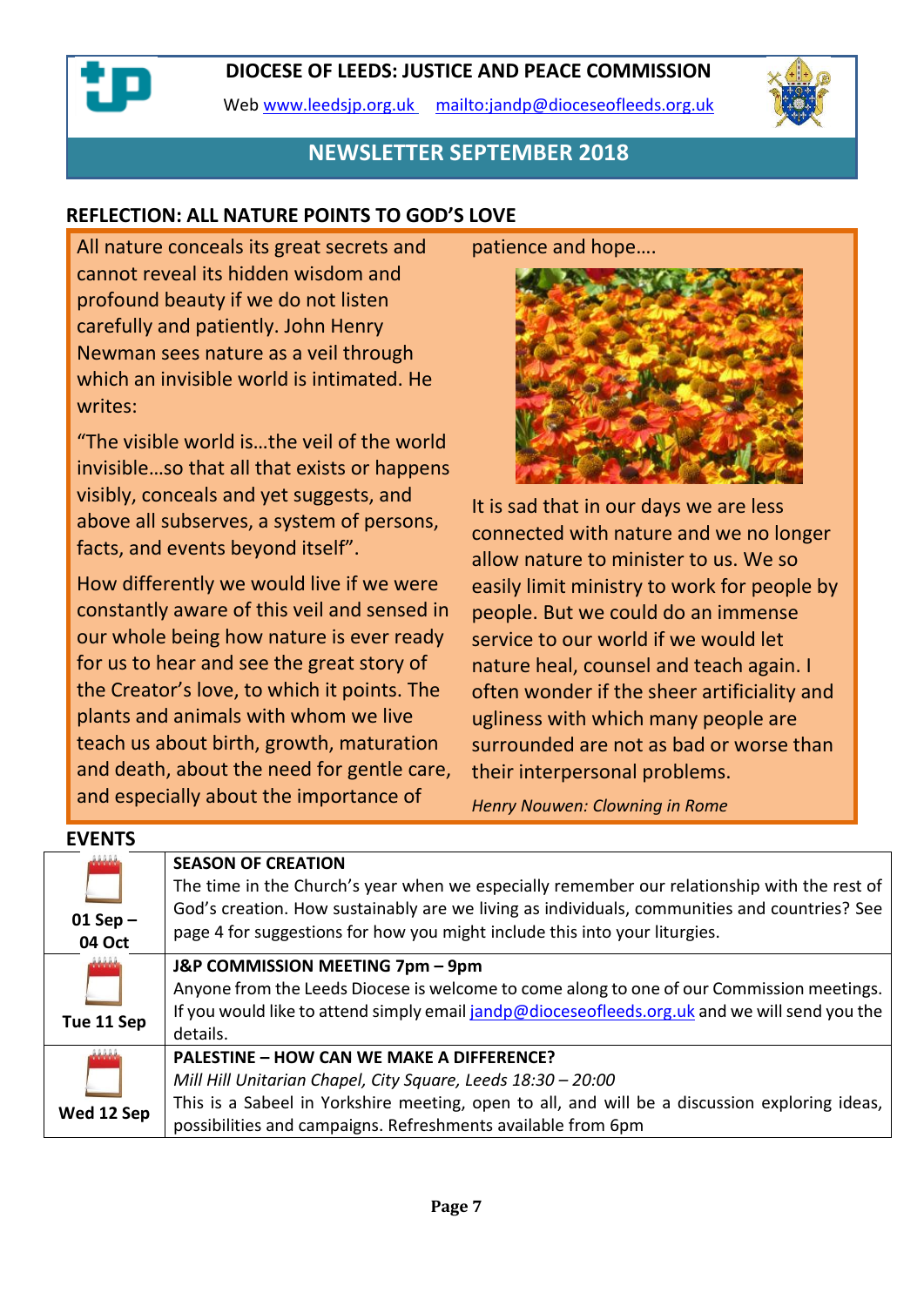# DIOCESE OF LEEDS: JUSTICE AND PEACE COMMISSION

Web [www.leedsjp.org.uk](http://www.leedsjp.org.uk) [mailto:jandp@dioceseofleeds.org.uk](mailto:jandp@dioceseofleeds.org.uk)

## NEWSLETTER SEPTEMBER 2018

## REFLECTION: ALL NATURE POINTS TO GOD'S LOVE

All nature conceals its great secrets and cannot reveal its hidden wisdom and profound beauty if we do not listen carefully and patiently. John Henry Newman sees nature as a veil through which an invisible world is intimated. He writes:

"The visible world is…the veil of the world invisible…so that all that exists or happens visibly, conceals and yet suggests, and above all subserves, a system of persons, facts, and events beyond itself".

How differently we would live if we were constantly aware of this veil and sensed in our whole being how nature is ever ready for us to hear and see the great story of the Creator's love, to which it points. The plants and animals with whom we live teach us about birth, growth, maturation and death, about the need for gentle care, and especially about the importance of patience and hope….

It is sad that in our days we are less connected with nature and we no longer allow nature to minister to us. We so easily limit ministry to work for people by people. But we could do an immense service to our world if we would let nature heal, counsel and teach again. I often wonder if the sheer artificiality and ugliness with which many people are surrounded are not as bad or worse than their interpersonal problems.

*Henry Nouwen: Clowning in Rome*

## EVENTS

| Date | Event |
| --- | --- |
| 01 Sep – 04 Oct | **SEASON OF CREATION**<br>The time in the Church's year when we especially remember our relationship with the rest of God's creation. How sustainably are we living as individuals, communities and countries? See page 4 for suggestions for how you might include this into your liturgies. |
| Tue 11 Sep | **J&P COMMISSION MEETING 7pm – 9pm**<br>Anyone from the Leeds Diocese is welcome to come along to one of our Commission meetings. If you would like to attend simply email [jandp@dioceseofleeds.org.uk](mailto:jandp@dioceseofleeds.org.uk) and we will send you the details. |
| Wed 12 Sep | **PALESTINE – HOW CAN WE MAKE A DIFFERENCE?**<br>*Mill Hill Unitarian Chapel, City Square, Leeds 18:30 – 20:00*<br>This is a Sabeel in Yorkshire meeting, open to all, and will be a discussion exploring ideas, possibilities and campaigns. Refreshments available from 6pm |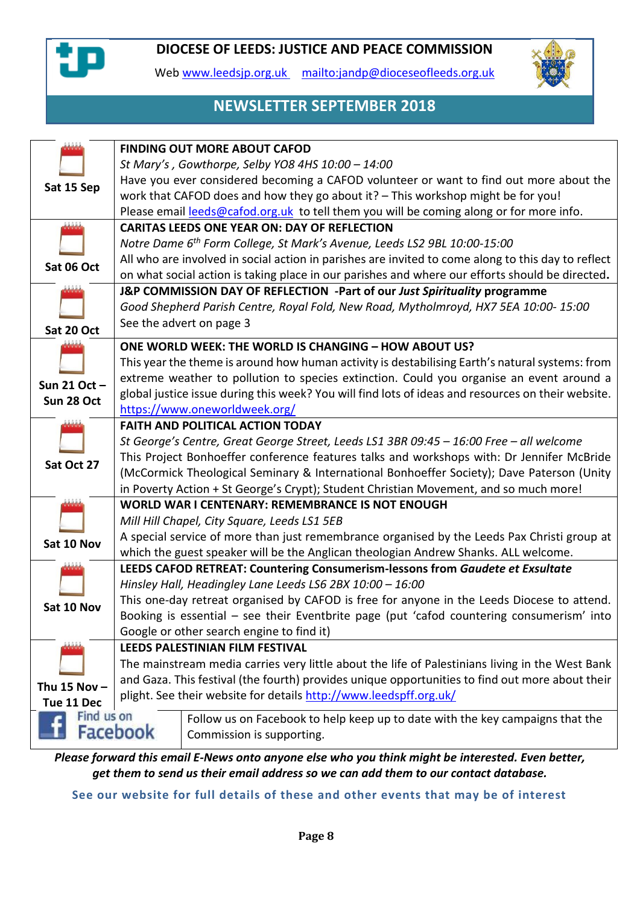# DIOCESE OF LEEDS: JUSTICE AND PEACE COMMISSION

Web www.leedsjp.org.uk mailto:jandp@dioceseofleeds.org.uk

## NEWSLETTER SEPTEMBER 2018

| | |
|---|---|
| **Sat 15 Sep** | **FINDING OUT MORE ABOUT CAFOD**<br>*St Mary's , Gowthorpe, Selby YO8 4HS 10:00 – 14:00*<br>Have you ever considered becoming a CAFOD volunteer or want to find out more about the work that CAFOD does and how they go about it? – This workshop might be for you!<br>Please email leeds@cafod.org.uk to tell them you will be coming along or for more info. |
| **Sat 06 Oct** | **CARITAS LEEDS ONE YEAR ON: DAY OF REFLECTION**<br>*Notre Dame 6th Form College, St Mark's Avenue, Leeds LS2 9BL 10:00-15:00*<br>All who are involved in social action in parishes are invited to come along to this day to reflect on what social action is taking place in our parishes and where our efforts should be directed**.** |
| **Sat 20 Oct** | **J&P COMMISSION DAY OF REFLECTION -Part of our *Just Spirituality* programme**<br>*Good Shepherd Parish Centre, Royal Fold, New Road, Mytholmroyd, HX7 5EA 10:00- 15:00*<br>See the advert on page 3 |
| **Sun 21 Oct – Sun 28 Oct** | **ONE WORLD WEEK: THE WORLD IS CHANGING – HOW ABOUT US?**<br>This year the theme is around how human activity is destabilising Earth's natural systems: from extreme weather to pollution to species extinction. Could you organise an event around a global justice issue during this week? You will find lots of ideas and resources on their website. https://www.oneworldweek.org/ |
| **Sat Oct 27** | **FAITH AND POLITICAL ACTION TODAY**<br>*St George's Centre, Great George Street, Leeds LS1 3BR 09:45 – 16:00 Free – all welcome*<br>This Project Bonhoeffer conference features talks and workshops with: Dr Jennifer McBride (McCormick Theological Seminary & International Bonhoeffer Society); Dave Paterson (Unity in Poverty Action + St George's Crypt); Student Christian Movement, and so much more! |
| **Sat 10 Nov** | **WORLD WAR I CENTENARY: REMEMBRANCE IS NOT ENOUGH**<br>*Mill Hill Chapel, City Square, Leeds LS1 5EB*<br>A special service of more than just remembrance organised by the Leeds Pax Christi group at which the guest speaker will be the Anglican theologian Andrew Shanks. ALL welcome. |
| **Sat 10 Nov** | **LEEDS CAFOD RETREAT: Countering Consumerism-lessons from *Gaudete et Exsultate***<br>*Hinsley Hall, Headingley Lane Leeds LS6 2BX 10:00 – 16:00*<br>This one-day retreat organised by CAFOD is free for anyone in the Leeds Diocese to attend. Booking is essential – see their Eventbrite page (put 'cafod countering consumerism' into Google or other search engine to find it) |
| **Thu 15 Nov – Tue 11 Dec** | **LEEDS PALESTINIAN FILM FESTIVAL**<br>The mainstream media carries very little about the life of Palestinians living in the West Bank and Gaza. This festival (the fourth) provides unique opportunities to find out more about their plight. See their website for details http://www.leedspff.org.uk/ |
| Find us on Facebook | Follow us on Facebook to help keep up to date with the key campaigns that the Commission is supporting. |

***Please forward this email E-News onto anyone else who you think might be interested. Even better, get them to send us their email address so we can add them to our contact database.***

**See our website for full details of these and other events that may be of interest**